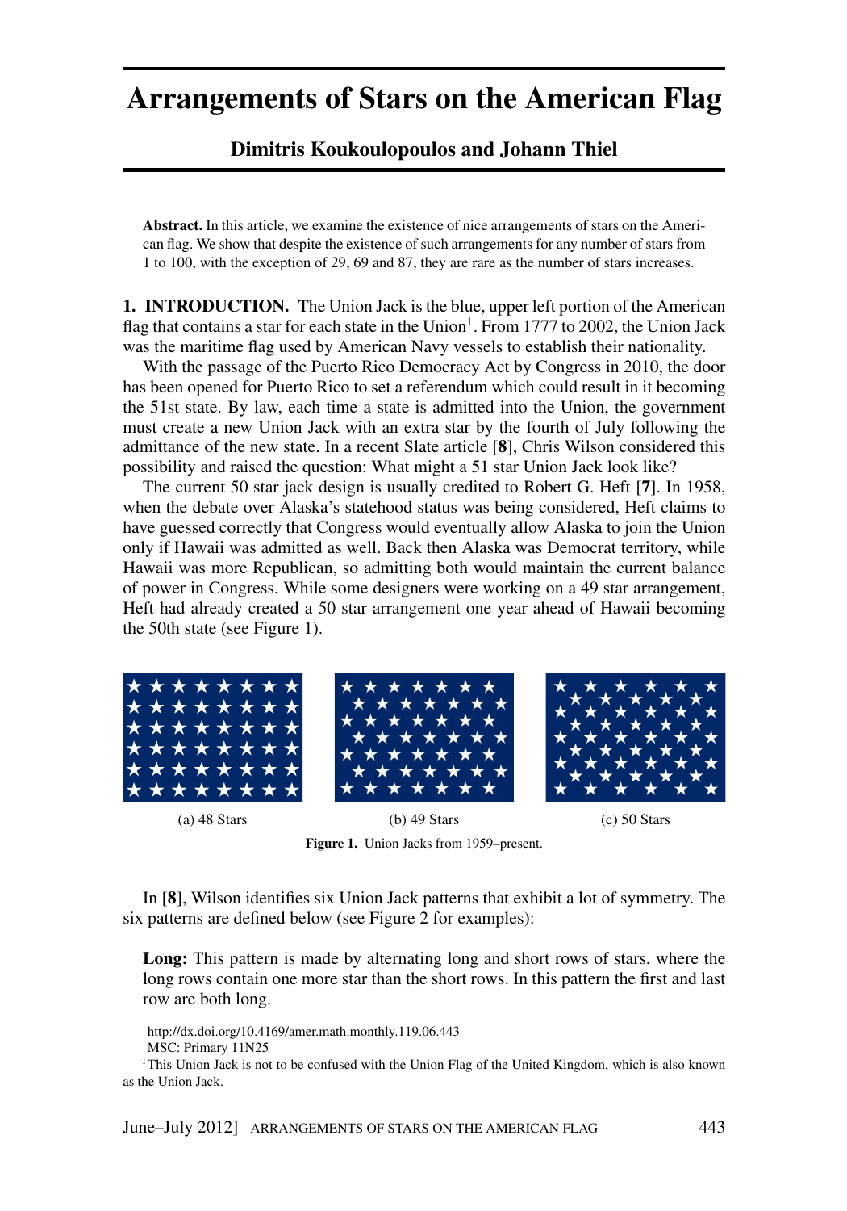# Arrangements of Stars on the American Flag

**Dimitris Koukoulopoulos and Johann Thiel**

**Abstract.** In this article, we examine the existence of nice arrangements of stars on the American flag. We show that despite the existence of such arrangements for any number of stars from 1 to 100, with the exception of 29, 69 and 87, they are rare as the number of stars increases.

**1. INTRODUCTION.** The Union Jack is the blue, upper left portion of the American flag that contains a star for each state in the Union[1]. From 1777 to 2002, the Union Jack was the maritime flag used by American Navy vessels to establish their nationality.

With the passage of the Puerto Rico Democracy Act by Congress in 2010, the door has been opened for Puerto Rico to set a referendum which could result in it becoming the 51st state. By law, each time a state is admitted into the Union, the government must create a new Union Jack with an extra star by the fourth of July following the admittance of the new state. In a recent Slate article [**8**], Chris Wilson considered this possibility and raised the question: What might a 51 star Union Jack look like?

The current 50 star jack design is usually credited to Robert G. Heft [**7**]. In 1958, when the debate over Alaska's statehood status was being considered, Heft claims to have guessed correctly that Congress would eventually allow Alaska to join the Union only if Hawaii was admitted as well. Back then Alaska was Democrat territory, while Hawaii was more Republican, so admitting both would maintain the current balance of power in Congress. While some designers were working on a 49 star arrangement, Heft had already created a 50 star arrangement one year ahead of Hawaii becoming the 50th state (see Figure 1).

(a) 48 Stars (b) 49 Stars (c) 50 Stars

**Figure 1.** Union Jacks from 1959–present.

In [**8**], Wilson identifies six Union Jack patterns that exhibit a lot of symmetry. The six patterns are defined below (see Figure 2 for examples):

**Long:** This pattern is made by alternating long and short rows of stars, where the long rows contain one more star than the short rows. In this pattern the first and last row are both long.

---

http://dx.doi.org/10.4169/amer.math.monthly.119.06.443

MSC: Primary 11N25

[1]This Union Jack is not to be confused with the Union Flag of the United Kingdom, which is also known as the Union Jack.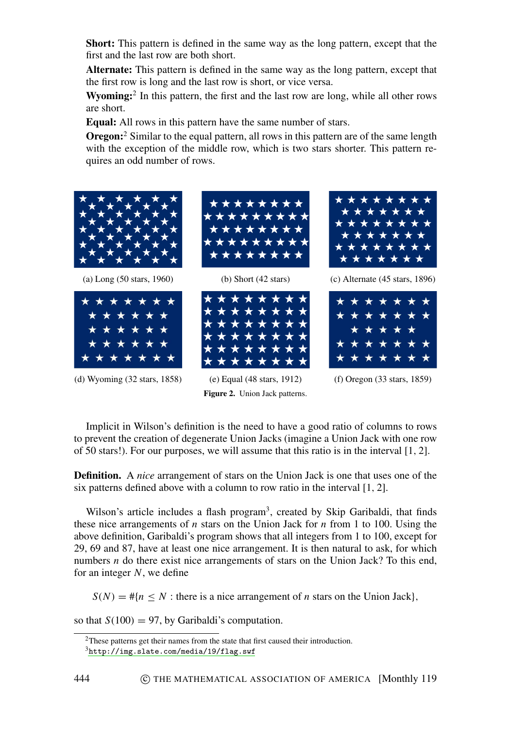**Short:** This pattern is defined in the same way as the long pattern, except that the first and the last row are both short.

**Alternate:** This pattern is defined in the same way as the long pattern, except that the first row is long and the last row is short, or vice versa.

**Wyoming:**[2] In this pattern, the first and the last row are long, while all other rows are short.

**Equal:** All rows in this pattern have the same number of stars.

**Oregon:**[2] Similar to the equal pattern, all rows in this pattern are of the same length with the exception of the middle row, which is two stars shorter. This pattern requires an odd number of rows.

(a) Long (50 stars, 1960)

(b) Short (42 stars)

(c) Alternate (45 stars, 1896)

(d) Wyoming (32 stars, 1858)

(e) Equal (48 stars, 1912)

(f) Oregon (33 stars, 1859)

**Figure 2.** Union Jack patterns.

Implicit in Wilson's definition is the need to have a good ratio of columns to rows to prevent the creation of degenerate Union Jacks (imagine a Union Jack with one row of 50 stars!). For our purposes, we will assume that this ratio is in the interval $[1, 2]$.

**Definition.** A *nice* arrangement of stars on the Union Jack is one that uses one of the six patterns defined above with a column to row ratio in the interval $[1, 2]$.

Wilson's article includes a flash program[3], created by Skip Garibaldi, that finds these nice arrangements of $n$ stars on the Union Jack for $n$ from 1 to 100. Using the above definition, Garibaldi's program shows that all integers from 1 to 100, except for 29, 69 and 87, have at least one nice arrangement. It is then natural to ask, for which numbers $n$ do there exist nice arrangements of stars on the Union Jack? To this end, for an integer $N$, we define

$$S(N) = \#\{n \leq N : \text{there is a nice arrangement of } n \text{ stars on the Union Jack}\},$$

so that $S(100) = 97$, by Garibaldi's computation.

[2] These patterns get their names from the state that first caused their introduction.

[3] http://img.slate.com/media/19/flag.swf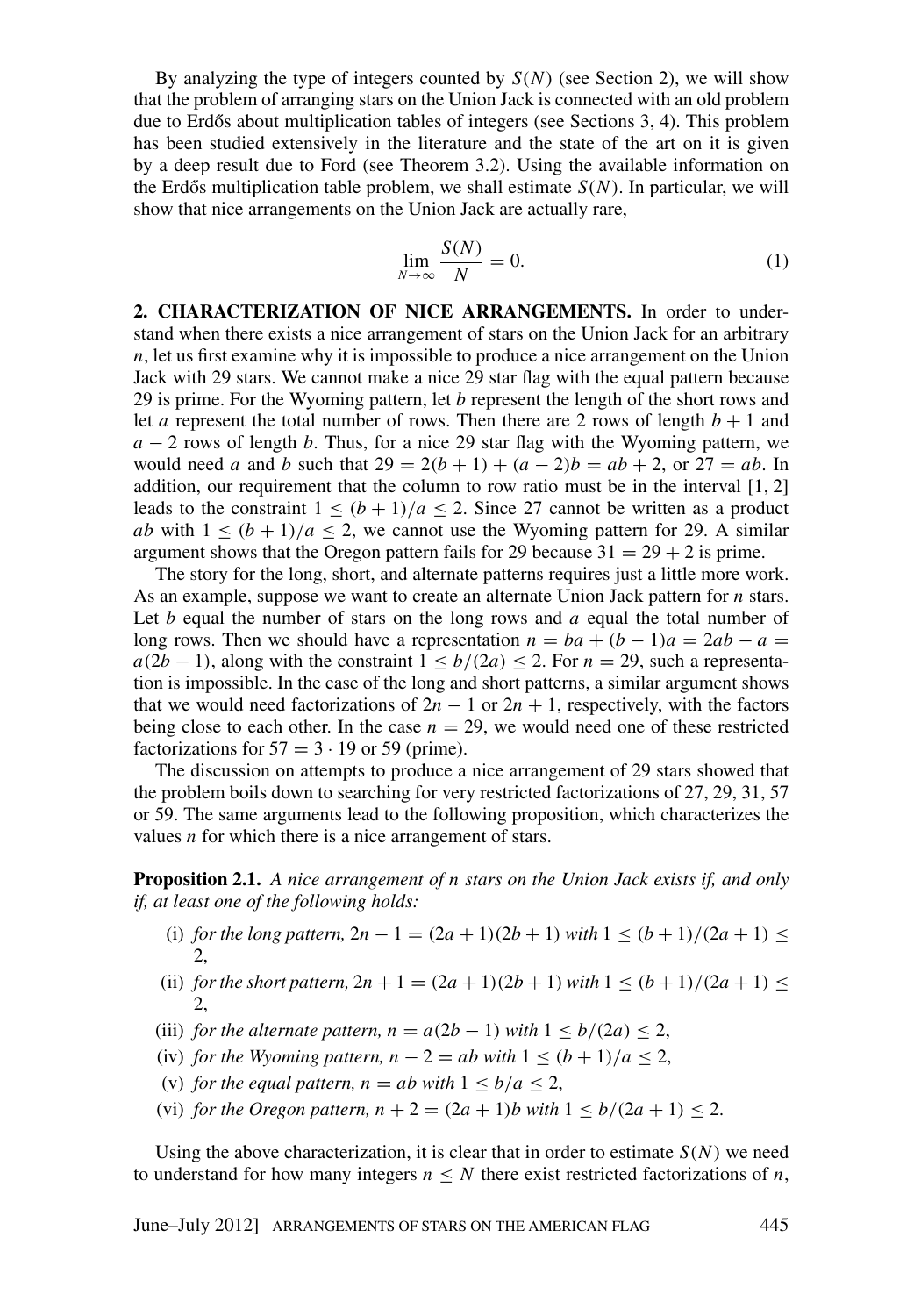By analyzing the type of integers counted by $S(N)$ (see Section 2), we will show that the problem of arranging stars on the Union Jack is connected with an old problem due to Erdős about multiplication tables of integers (see Sections 3, 4). This problem has been studied extensively in the literature and the state of the art on it is given by a deep result due to Ford (see Theorem 3.2). Using the available information on the Erdős multiplication table problem, we shall estimate $S(N)$. In particular, we will show that nice arrangements on the Union Jack are actually rare,

$$\lim_{N \to \infty} \frac{S(N)}{N} = 0. \tag{1}$$

**2. CHARACTERIZATION OF NICE ARRANGEMENTS.** In order to understand when there exists a nice arrangement of stars on the Union Jack for an arbitrary $n$, let us first examine why it is impossible to produce a nice arrangement on the Union Jack with 29 stars. We cannot make a nice 29 star flag with the equal pattern because 29 is prime. For the Wyoming pattern, let $b$ represent the length of the short rows and let $a$ represent the total number of rows. Then there are 2 rows of length $b + 1$ and $a - 2$ rows of length $b$. Thus, for a nice 29 star flag with the Wyoming pattern, we would need $a$ and $b$ such that $29 = 2(b + 1) + (a - 2)b = ab + 2$, or $27 = ab$. In addition, our requirement that the column to row ratio must be in the interval $[1, 2]$ leads to the constraint $1 \leq (b + 1)/a \leq 2$. Since 27 cannot be written as a product $ab$ with $1 \leq (b + 1)/a \leq 2$, we cannot use the Wyoming pattern for 29. A similar argument shows that the Oregon pattern fails for 29 because $31 = 29 + 2$ is prime.

The story for the long, short, and alternate patterns requires just a little more work. As an example, suppose we want to create an alternate Union Jack pattern for $n$ stars. Let $b$ equal the number of stars on the long rows and $a$ equal the total number of long rows. Then we should have a representation $n = ba + (b - 1)a = 2ab - a = a(2b - 1)$, along with the constraint $1 \leq b/(2a) \leq 2$. For $n = 29$, such a representation is impossible. In the case of the long and short patterns, a similar argument shows that we would need factorizations of $2n - 1$ or $2n + 1$, respectively, with the factors being close to each other. In the case $n = 29$, we would need one of these restricted factorizations for $57 = 3 \cdot 19$ or 59 (prime).

The discussion on attempts to produce a nice arrangement of 29 stars showed that the problem boils down to searching for very restricted factorizations of 27, 29, 31, 57 or 59. The same arguments lead to the following proposition, which characterizes the values $n$ for which there is a nice arrangement of stars.

**Proposition 2.1.** *A nice arrangement of n stars on the Union Jack exists if, and only if, at least one of the following holds:*

(i) *for the long pattern,* $2n - 1 = (2a + 1)(2b + 1)$ *with* $1 \leq (b + 1)/(2a + 1) \leq 2$,

(ii) *for the short pattern,* $2n + 1 = (2a + 1)(2b + 1)$ *with* $1 \leq (b + 1)/(2a + 1) \leq 2$,

(iii) *for the alternate pattern,* $n = a(2b - 1)$ *with* $1 \leq b/(2a) \leq 2$,

(iv) *for the Wyoming pattern,* $n - 2 = ab$ *with* $1 \leq (b + 1)/a \leq 2$,

(v) *for the equal pattern,* $n = ab$ *with* $1 \leq b/a \leq 2$,

(vi) *for the Oregon pattern,* $n + 2 = (2a + 1)b$ *with* $1 \leq b/(2a + 1) \leq 2$.

Using the above characterization, it is clear that in order to estimate $S(N)$ we need to understand for how many integers $n \leq N$ there exist restricted factorizations of $n$,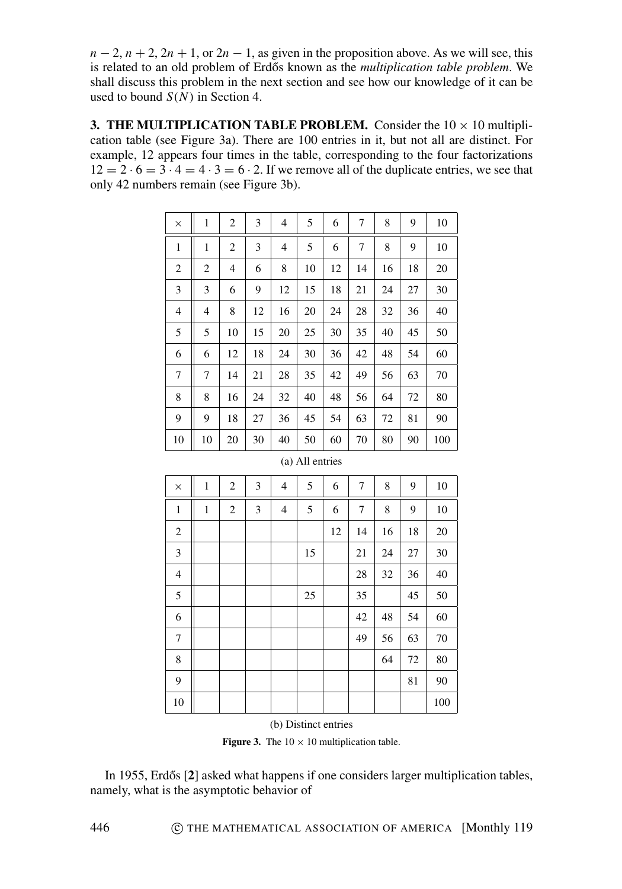$n-2$, $n+2$, $2n+1$, or $2n-1$, as given in the proposition above. As we will see, this is related to an old problem of Erdős known as the *multiplication table problem*. We shall discuss this problem in the next section and see how our knowledge of it can be used to bound $S(N)$ in Section 4.

## 3. THE MULTIPLICATION TABLE PROBLEM.

Consider the $10 \times 10$ multiplication table (see Figure 3a). There are 100 entries in it, but not all are distinct. For example, 12 appears four times in the table, corresponding to the four factorizations $12 = 2 \cdot 6 = 3 \cdot 4 = 4 \cdot 3 = 6 \cdot 2$. If we remove all of the duplicate entries, we see that only 42 numbers remain (see Figure 3b).

| × | 1 | 2 | 3 | 4 | 5 | 6 | 7 | 8 | 9 | 10 |
|---|---|---|---|---|---|---|---|---|---|---|
| 1 | 1 | 2 | 3 | 4 | 5 | 6 | 7 | 8 | 9 | 10 |
| 2 | 2 | 4 | 6 | 8 | 10 | 12 | 14 | 16 | 18 | 20 |
| 3 | 3 | 6 | 9 | 12 | 15 | 18 | 21 | 24 | 27 | 30 |
| 4 | 4 | 8 | 12 | 16 | 20 | 24 | 28 | 32 | 36 | 40 |
| 5 | 5 | 10 | 15 | 20 | 25 | 30 | 35 | 40 | 45 | 50 |
| 6 | 6 | 12 | 18 | 24 | 30 | 36 | 42 | 48 | 54 | 60 |
| 7 | 7 | 14 | 21 | 28 | 35 | 42 | 49 | 56 | 63 | 70 |
| 8 | 8 | 16 | 24 | 32 | 40 | 48 | 56 | 64 | 72 | 80 |
| 9 | 9 | 18 | 27 | 36 | 45 | 54 | 63 | 72 | 81 | 90 |
| 10 | 10 | 20 | 30 | 40 | 50 | 60 | 70 | 80 | 90 | 100 |

(a) All entries

| × | 1 | 2 | 3 | 4 | 5 | 6 | 7 | 8 | 9 | 10 |
|---|---|---|---|---|---|---|---|---|---|---|
| 1 | 1 | 2 | 3 | 4 | 5 | 6 | 7 | 8 | 9 | 10 |
| 2 | | | | | | 12 | 14 | 16 | 18 | 20 |
| 3 | | | | | 15 | | 21 | 24 | 27 | 30 |
| 4 | | | | | | | 28 | 32 | 36 | 40 |
| 5 | | | | | 25 | | 35 | | 45 | 50 |
| 6 | | | | | | | 42 | 48 | 54 | 60 |
| 7 | | | | | | | 49 | 56 | 63 | 70 |
| 8 | | | | | | | | 64 | 72 | 80 |
| 9 | | | | | | | | | 81 | 90 |
| 10 | | | | | | | | | | 100 |

(b) Distinct entries

**Figure 3.** The $10 \times 10$ multiplication table.

In 1955, Erdős [**2**] asked what happens if one considers larger multiplication tables, namely, what is the asymptotic behavior of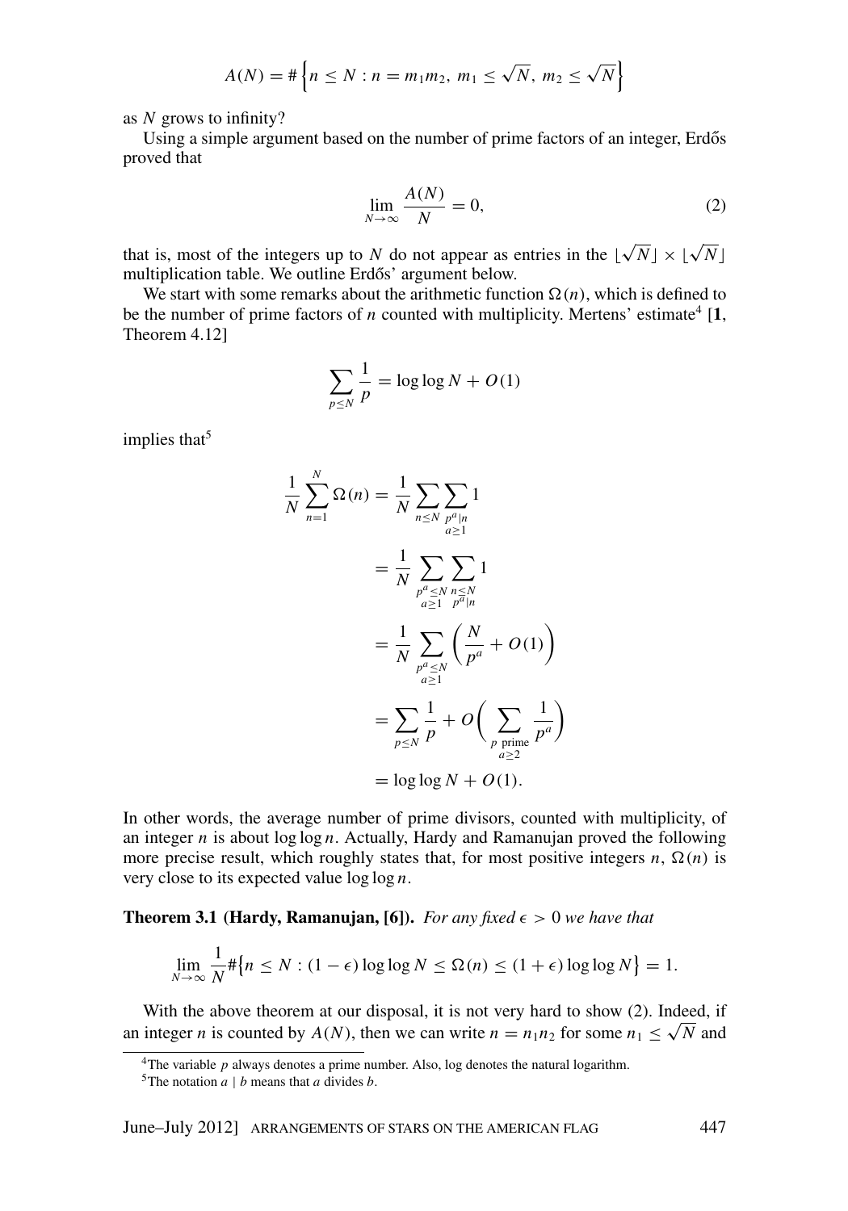$$A(N) = \#\left\{n \le N : n = m_1 m_2,\ m_1 \le \sqrt{N},\ m_2 \le \sqrt{N}\right\}$$

as $N$ grows to infinity?

Using a simple argument based on the number of prime factors of an integer, Erdős proved that

$$\lim_{N\to\infty} \frac{A(N)}{N} = 0, \tag{2}$$

that is, most of the integers up to $N$ do not appear as entries in the $\lfloor\sqrt{N}\rfloor \times \lfloor\sqrt{N}\rfloor$ multiplication table. We outline Erdős' argument below.

We start with some remarks about the arithmetic function $\Omega(n)$, which is defined to be the number of prime factors of $n$ counted with multiplicity. Mertens' estimate[4] [**1**, Theorem 4.12]

$$\sum_{p\le N} \frac{1}{p} = \log\log N + O(1)$$

implies that[5]

$$\begin{aligned}
\frac{1}{N}\sum_{n=1}^{N} \Omega(n) &= \frac{1}{N}\sum_{n\le N}\sum_{\substack{p^a\mid n\\ a\ge 1}} 1 \\
&= \frac{1}{N}\sum_{\substack{p^a\le N\\ a\ge 1}}\sum_{\substack{n\le N\\ p^a\mid n}} 1 \\
&= \frac{1}{N}\sum_{\substack{p^a\le N\\ a\ge 1}}\left(\frac{N}{p^a} + O(1)\right) \\
&= \sum_{p\le N}\frac{1}{p} + O\Bigg(\sum_{\substack{p \text{ prime}\\ a\ge 2}} \frac{1}{p^a}\Bigg) \\
&= \log\log N + O(1).
\end{aligned}$$

In other words, the average number of prime divisors, counted with multiplicity, of an integer $n$ is about $\log\log n$. Actually, Hardy and Ramanujan proved the following more precise result, which roughly states that, for most positive integers $n$, $\Omega(n)$ is very close to its expected value $\log\log n$.

**Theorem 3.1 (Hardy, Ramanujan, [6]).** *For any fixed $\epsilon > 0$ we have that*

$$\lim_{N\to\infty}\frac{1}{N}\#\big\{n\le N : (1-\epsilon)\log\log N \le \Omega(n) \le (1+\epsilon)\log\log N\big\} = 1.$$

With the above theorem at our disposal, it is not very hard to show (2). Indeed, if an integer $n$ is counted by $A(N)$, then we can write $n = n_1 n_2$ for some $n_1 \le \sqrt{N}$ and

---

[4] The variable $p$ always denotes a prime number. Also, log denotes the natural logarithm.

[5] The notation $a \mid b$ means that $a$ divides $b$.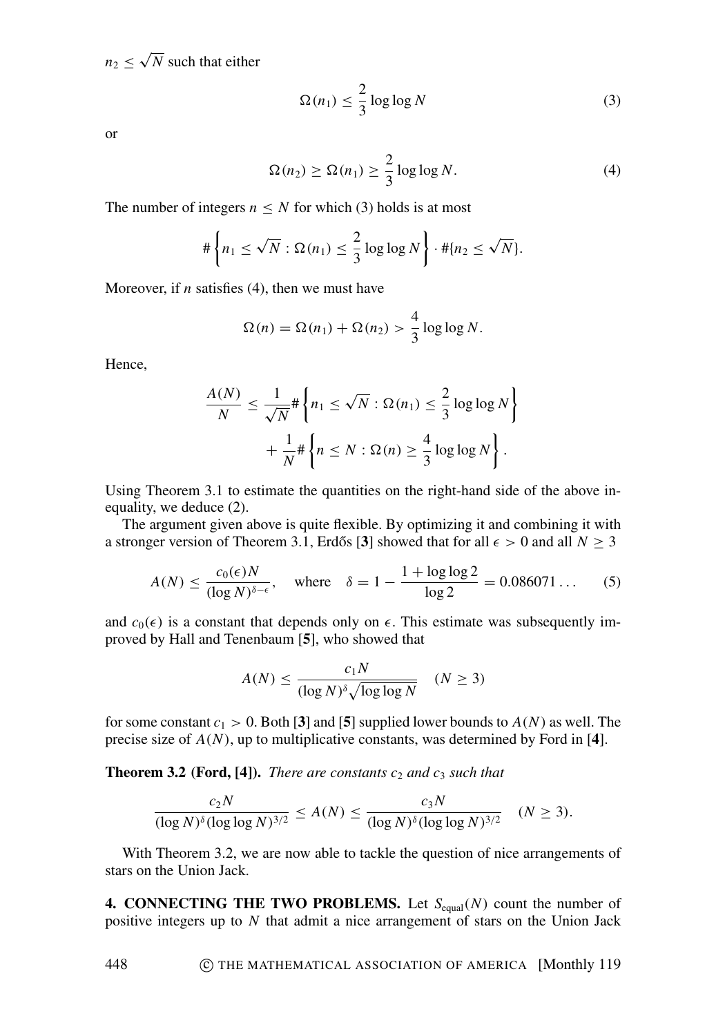$n_2 \leq \sqrt{N}$ such that either

$$\Omega(n_1) \leq \frac{2}{3}\log\log N \tag{3}$$

or

$$\Omega(n_2) \geq \Omega(n_1) \geq \frac{2}{3}\log\log N. \tag{4}$$

The number of integers $n \leq N$ for which (3) holds is at most

$$\#\left\{n_1 \leq \sqrt{N} : \Omega(n_1) \leq \frac{2}{3}\log\log N\right\} \cdot \#\{n_2 \leq \sqrt{N}\}.$$

Moreover, if $n$ satisfies (4), then we must have

$$\Omega(n) = \Omega(n_1) + \Omega(n_2) > \frac{4}{3}\log\log N.$$

Hence,

$$\frac{A(N)}{N} \leq \frac{1}{\sqrt{N}}\#\left\{n_1 \leq \sqrt{N} : \Omega(n_1) \leq \frac{2}{3}\log\log N\right\} + \frac{1}{N}\#\left\{n \leq N : \Omega(n) \geq \frac{4}{3}\log\log N\right\}.$$

Using Theorem 3.1 to estimate the quantities on the right-hand side of the above inequality, we deduce (2).

The argument given above is quite flexible. By optimizing it and combining it with a stronger version of Theorem 3.1, Erdős [**3**] showed that for all $\epsilon > 0$ and all $N \geq 3$

$$A(N) \leq \frac{c_0(\epsilon)N}{(\log N)^{\delta-\epsilon}}, \quad \text{where} \quad \delta = 1 - \frac{1+\log\log 2}{\log 2} = 0.086071\ldots \tag{5}$$

and $c_0(\epsilon)$ is a constant that depends only on $\epsilon$. This estimate was subsequently improved by Hall and Tenenbaum [**5**], who showed that

$$A(N) \leq \frac{c_1 N}{(\log N)^{\delta}\sqrt{\log\log N}} \quad (N \geq 3)$$

for some constant $c_1 > 0$. Both [**3**] and [**5**] supplied lower bounds to $A(N)$ as well. The precise size of $A(N)$, up to multiplicative constants, was determined by Ford in [**4**].

**Theorem 3.2 (Ford, [4]).** *There are constants $c_2$ and $c_3$ such that*

$$\frac{c_2 N}{(\log N)^{\delta}(\log\log N)^{3/2}} \leq A(N) \leq \frac{c_3 N}{(\log N)^{\delta}(\log\log N)^{3/2}} \quad (N \geq 3).$$

With Theorem 3.2, we are now able to tackle the question of nice arrangements of stars on the Union Jack.

**4. CONNECTING THE TWO PROBLEMS.** Let $S_{\text{equal}}(N)$ count the number of positive integers up to $N$ that admit a nice arrangement of stars on the Union Jack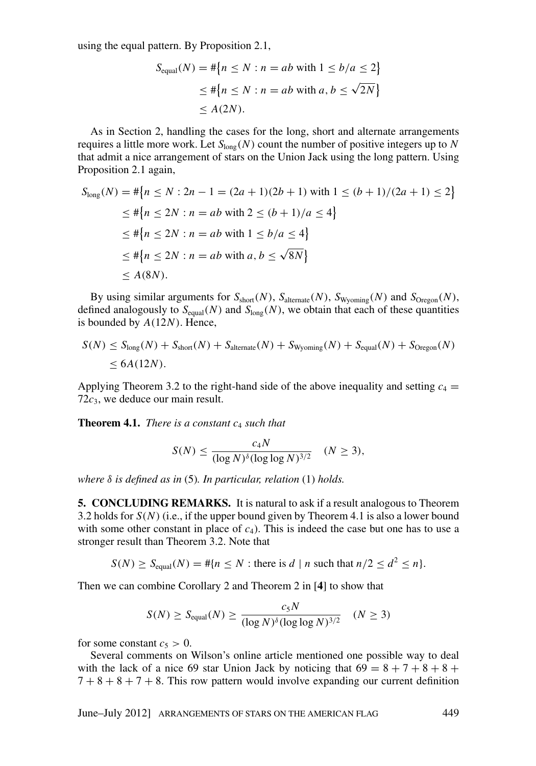using the equal pattern. By Proposition 2.1,

$$
\begin{aligned}
S_{\text{equal}}(N) &= \#\{n \le N : n = ab \text{ with } 1 \le b/a \le 2\} \\
&\le \#\{n \le N : n = ab \text{ with } a, b \le \sqrt{2N}\} \\
&\le A(2N).
\end{aligned}
$$

As in Section 2, handling the cases for the long, short and alternate arrangements requires a little more work. Let $S_{\text{long}}(N)$ count the number of positive integers up to $N$ that admit a nice arrangement of stars on the Union Jack using the long pattern. Using Proposition 2.1 again,

$$
\begin{aligned}
S_{\text{long}}(N) &= \#\{n \le N : 2n - 1 = (2a+1)(2b+1) \text{ with } 1 \le (b+1)/(2a+1) \le 2\} \\
&\le \#\{n \le 2N : n = ab \text{ with } 2 \le (b+1)/a \le 4\} \\
&\le \#\{n \le 2N : n = ab \text{ with } 1 \le b/a \le 4\} \\
&\le \#\{n \le 2N : n = ab \text{ with } a, b \le \sqrt{8N}\} \\
&\le A(8N).
\end{aligned}
$$

By using similar arguments for $S_{\text{short}}(N)$, $S_{\text{alternate}}(N)$, $S_{\text{Wyoming}}(N)$ and $S_{\text{Oregon}}(N)$, defined analogously to $S_{\text{equal}}(N)$ and $S_{\text{long}}(N)$, we obtain that each of these quantities is bounded by $A(12N)$. Hence,

$$
\begin{aligned}
S(N) &\le S_{\text{long}}(N) + S_{\text{short}}(N) + S_{\text{alternate}}(N) + S_{\text{Wyoming}}(N) + S_{\text{equal}}(N) + S_{\text{Oregon}}(N) \\
&\le 6A(12N).
\end{aligned}
$$

Applying Theorem 3.2 to the right-hand side of the above inequality and setting $c_4 = 72c_3$, we deduce our main result.

**Theorem 4.1.** *There is a constant $c_4$ such that*

$$
S(N) \le \frac{c_4 N}{(\log N)^{\delta} (\log \log N)^{3/2}} \quad (N \ge 3),
$$

*where $\delta$ is defined as in* (5). *In particular, relation* (1) *holds.*

**5. CONCLUDING REMARKS.** It is natural to ask if a result analogous to Theorem 3.2 holds for $S(N)$ (i.e., if the upper bound given by Theorem 4.1 is also a lower bound with some other constant in place of $c_4$). This is indeed the case but one has to use a stronger result than Theorem 3.2. Note that

$$
S(N) \ge S_{\text{equal}}(N) = \#\{n \le N : \text{there is } d \mid n \text{ such that } n/2 \le d^2 \le n\}.
$$

Then we can combine Corollary 2 and Theorem 2 in [**4**] to show that

$$
S(N) \ge S_{\text{equal}}(N) \ge \frac{c_5 N}{(\log N)^{\delta} (\log \log N)^{3/2}} \quad (N \ge 3)
$$

for some constant $c_5 > 0$.

Several comments on Wilson's online article mentioned one possible way to deal with the lack of a nice 69 star Union Jack by noticing that $69 = 8 + 7 + 8 + 8 + 7 + 8 + 8 + 7 + 8$. This row pattern would involve expanding our current definition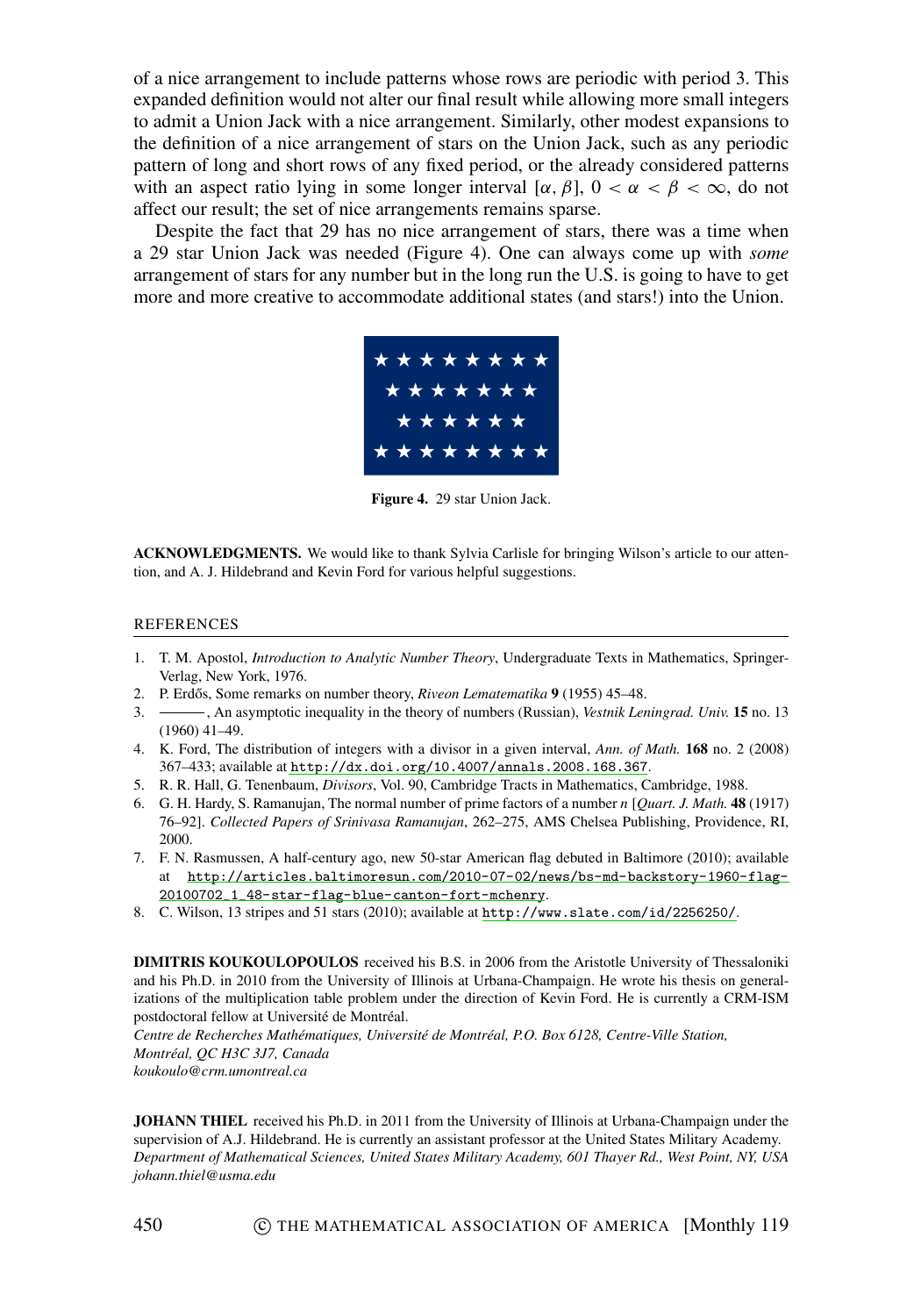of a nice arrangement to include patterns whose rows are periodic with period 3. This expanded definition would not alter our final result while allowing more small integers to admit a Union Jack with a nice arrangement. Similarly, other modest expansions to the definition of a nice arrangement of stars on the Union Jack, such as any periodic pattern of long and short rows of any fixed period, or the already considered patterns with an aspect ratio lying in some longer interval $[\alpha, \beta]$, $0 < \alpha < \beta < \infty$, do not affect our result; the set of nice arrangements remains sparse.

Despite the fact that 29 has no nice arrangement of stars, there was a time when a 29 star Union Jack was needed (Figure 4). One can always come up with *some* arrangement of stars for any number but in the long run the U.S. is going to have to get more and more creative to accommodate additional states (and stars!) into the Union.

**Figure 4.** 29 star Union Jack.

**ACKNOWLEDGMENTS.** We would like to thank Sylvia Carlisle for bringing Wilson's article to our attention, and A. J. Hildebrand and Kevin Ford for various helpful suggestions.

## REFERENCES

1. T. M. Apostol, *Introduction to Analytic Number Theory*, Undergraduate Texts in Mathematics, Springer-Verlag, New York, 1976.
2. P. Erdős, Some remarks on number theory, *Riveon Lematematika* **9** (1955) 45–48.
3. ———, An asymptotic inequality in the theory of numbers (Russian), *Vestnik Leningrad. Univ.* **15** no. 13 (1960) 41–49.
4. K. Ford, The distribution of integers with a divisor in a given interval, *Ann. of Math.* **168** no. 2 (2008) 367–433; available at http://dx.doi.org/10.4007/annals.2008.168.367.
5. R. R. Hall, G. Tenenbaum, *Divisors*, Vol. 90, Cambridge Tracts in Mathematics, Cambridge, 1988.
6. G. H. Hardy, S. Ramanujan, The normal number of prime factors of a number *n* [*Quart. J. Math.* **48** (1917) 76–92]. *Collected Papers of Srinivasa Ramanujan*, 262–275, AMS Chelsea Publishing, Providence, RI, 2000.
7. F. N. Rasmussen, A half-century ago, new 50-star American flag debuted in Baltimore (2010); available at http://articles.baltimoresun.com/2010-07-02/news/bs-md-backstory-1960-flag-20100702_1_48-star-flag-blue-canton-fort-mchenry.
8. C. Wilson, 13 stripes and 51 stars (2010); available at http://www.slate.com/id/2256250/.

**DIMITRIS KOUKOULOPOULOS** received his B.S. in 2006 from the Aristotle University of Thessaloniki and his Ph.D. in 2010 from the University of Illinois at Urbana-Champaign. He wrote his thesis on generalizations of the multiplication table problem under the direction of Kevin Ford. He is currently a CRM-ISM postdoctoral fellow at Université de Montréal.
*Centre de Recherches Mathématiques, Université de Montréal, P.O. Box 6128, Centre-Ville Station, Montréal, QC H3C 3J7, Canada*
*koukoulo@crm.umontreal.ca*

**JOHANN THIEL** received his Ph.D. in 2011 from the University of Illinois at Urbana-Champaign under the supervision of A.J. Hildebrand. He is currently an assistant professor at the United States Military Academy.
*Department of Mathematical Sciences, United States Military Academy, 601 Thayer Rd., West Point, NY, USA*
*johann.thiel@usma.edu*